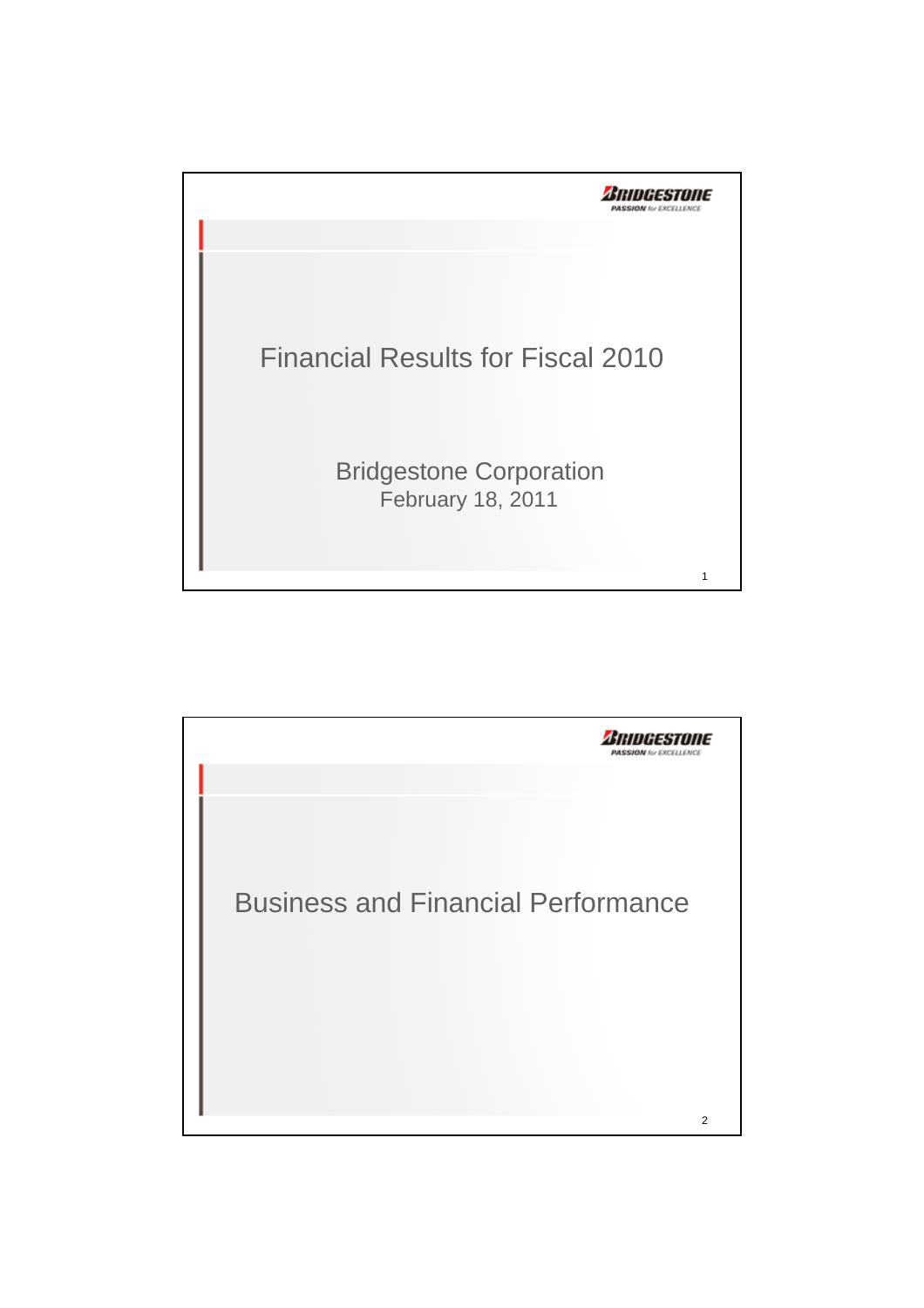# Financial Results for Fiscal 2010

Bridgestone Corporation
February 18, 2011

# Business and Financial Performance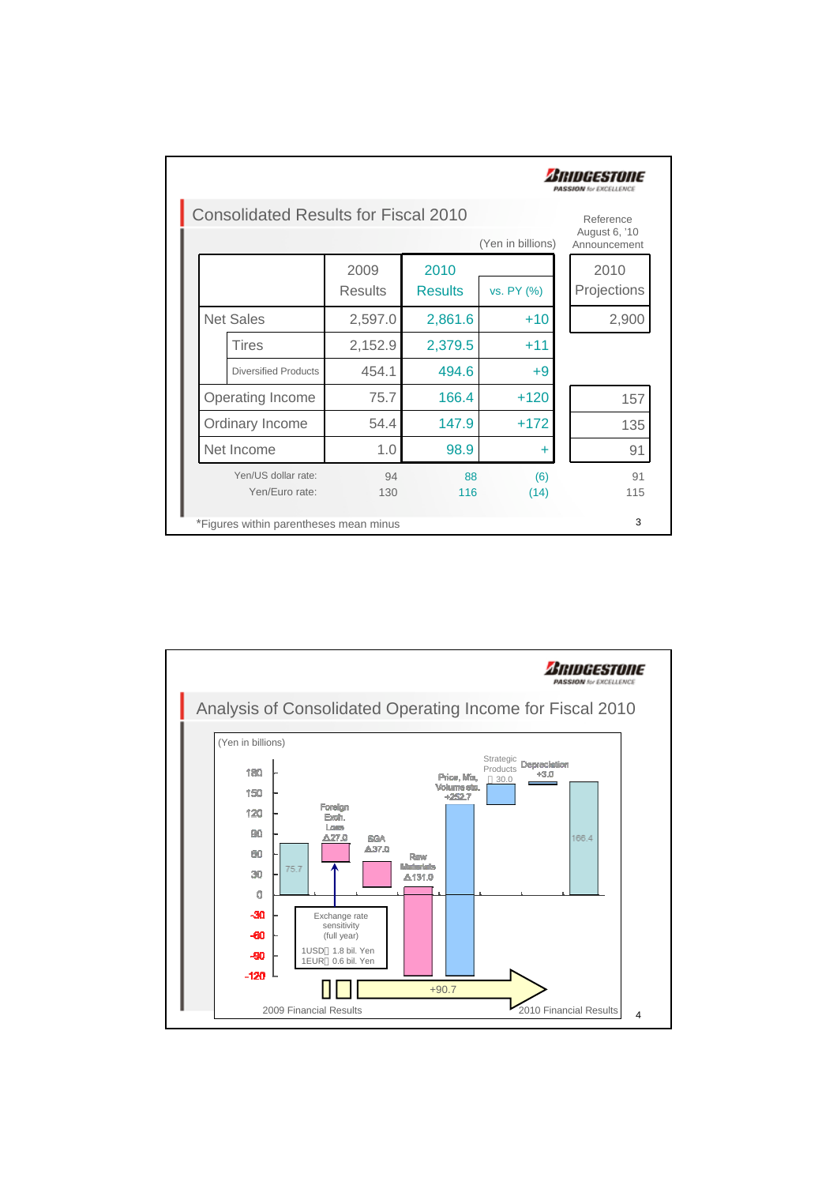## Consolidated Results for Fiscal 2010

(Yen in billions)

| | 2009 Results | 2010 Results | vs. PY (%) | Reference August 6, '10 Announcement 2010 Projections |
|---|---|---|---|---|
| Net Sales | 2,597.0 | 2,861.6 | +10 | 2,900 |
| Tires | 2,152.9 | 2,379.5 | +11 | |
| Diversified Products | 454.1 | 494.6 | +9 | |
| Operating Income | 75.7 | 166.4 | +120 | 157 |
| Ordinary Income | 54.4 | 147.9 | +172 | 135 |
| Net Income | 1.0 | 98.9 | + | 91 |
| Yen/US dollar rate: | 94 | 88 | (6) | 91 |
| Yen/Euro rate: | 130 | 116 | (14) | 115 |

*Figures within parentheses mean minus

## Analysis of Consolidated Operating Income for Fiscal 2010

(Yen in billions)

| 2009 Financial Results | Foreign Exch. Loss | SGA | Raw Materials | Price, Mix, Volume etc. | Strategic Products | Depreciation | 2010 Financial Results |
|---|---|---|---|---|---|---|---|
| 75.7 | △27.0 | △37.0 | △131.0 | +252.7 | 30.0 | +3.0 | 166.4 |

Exchange rate sensitivity (full year)
1USD: 1.8 bil. Yen
1EUR: 0.6 bil. Yen

+90.7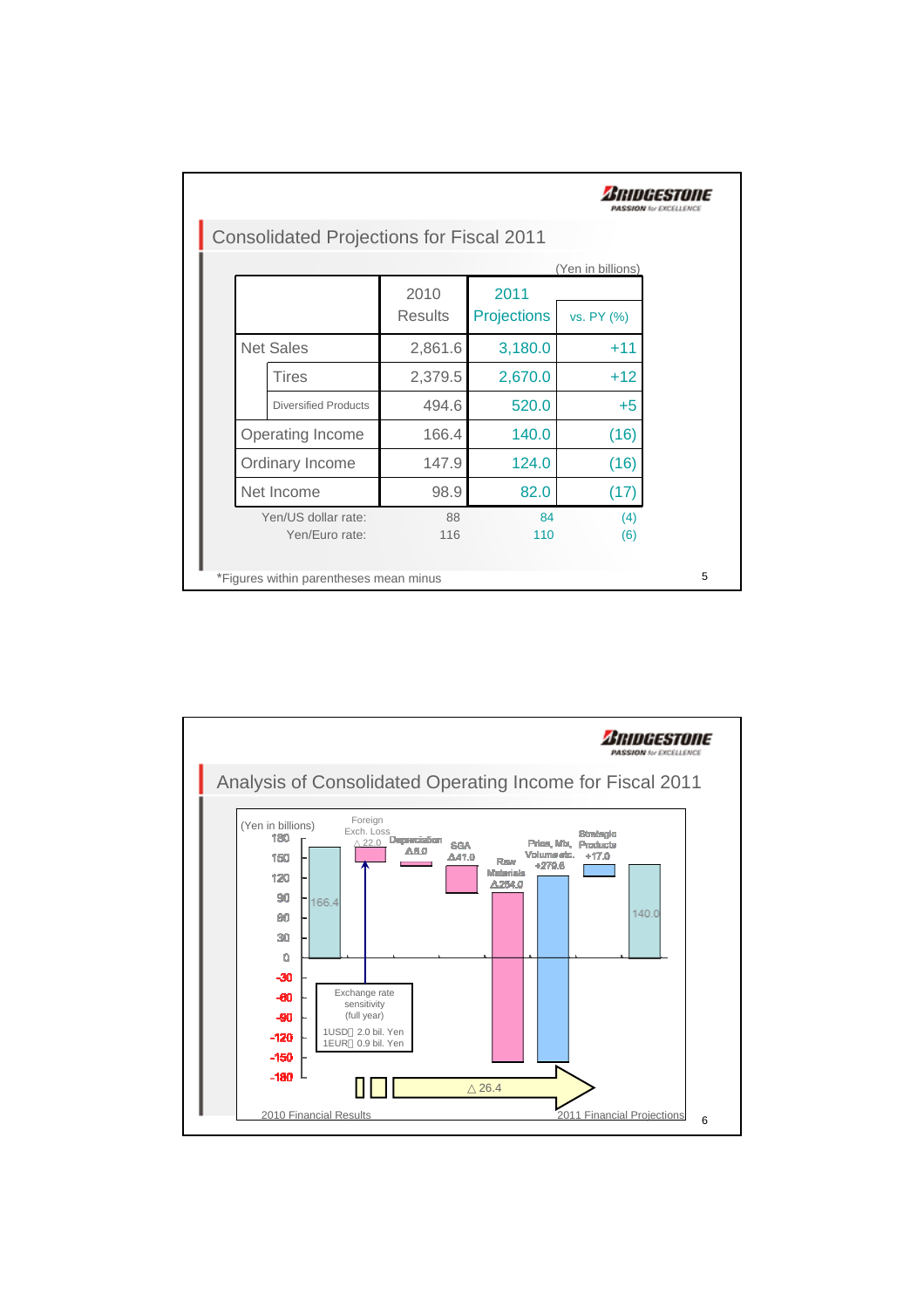## Consolidated Projections for Fiscal 2011

(Yen in billions)

| | 2010 Results | 2011 Projections | vs. PY (%) |
|---|---|---|---|
| Net Sales | 2,861.6 | 3,180.0 | +11 |
| Tires | 2,379.5 | 2,670.0 | +12 |
| Diversified Products | 494.6 | 520.0 | +5 |
| Operating Income | 166.4 | 140.0 | (16) |
| Ordinary Income | 147.9 | 124.0 | (16) |
| Net Income | 98.9 | 82.0 | (17) |
| Yen/US dollar rate: | 88 | 84 | (4) |
| Yen/Euro rate: | 116 | 110 | (6) |

*Figures within parentheses mean minus

## Analysis of Consolidated Operating Income for Fiscal 2011

(Yen in billions)

- 2010 Financial Results: 166.4
- Foreign Exch. Loss: △22.0
- Depreciation: △5.0
- SGA: △41.0
- Raw Materials: △254.0
- Price, Mix, Volume etc.: +279.6
- Strategic Products: +17.0
- 2011 Financial Projections: 140.0

Total change: △26.4

Exchange rate sensitivity (full year)
1USD: 2.0 bil. Yen
1EUR: 0.9 bil. Yen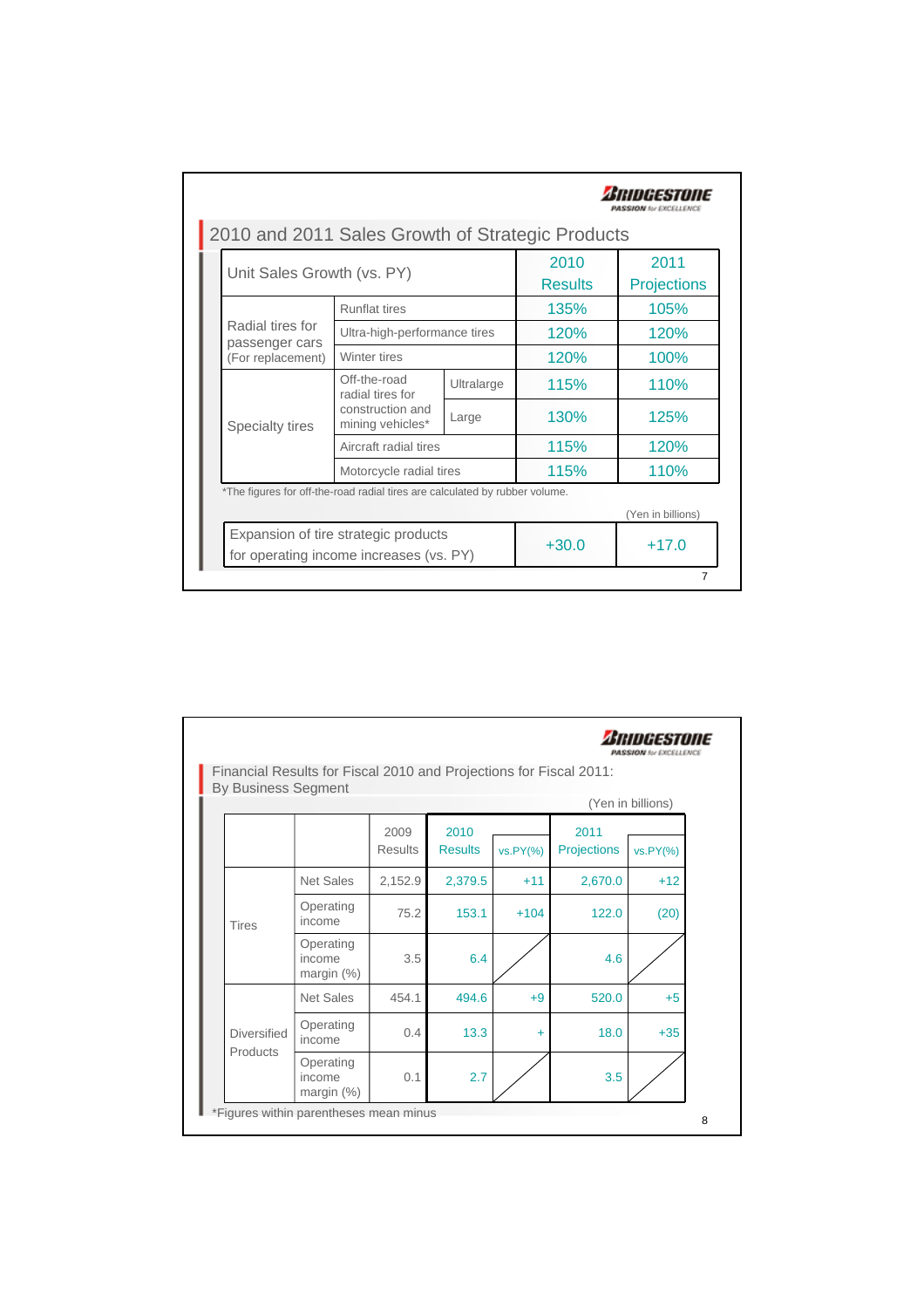## 2010 and 2011 Sales Growth of Strategic Products

| Unit Sales Growth (vs. PY) | | | 2010 Results | 2011 Projections |
|---|---|---|---|---|
| Radial tires for passenger cars (For replacement) | Runflat tires | | 135% | 105% |
| | Ultra-high-performance tires | | 120% | 120% |
| | Winter tires | | 120% | 100% |
| Specialty tires | Off-the-road radial tires for construction and mining vehicles* | Ultralarge | 115% | 110% |
| | | Large | 130% | 125% |
| | Aircraft radial tires | | 115% | 120% |
| | Motorcycle radial tires | | 115% | 110% |

*The figures for off-the-road radial tires are calculated by rubber volume.

(Yen in billions)

| | 2010 | 2011 |
|---|---|---|
| Expansion of tire strategic products for operating income increases (vs. PY) | +30.0 | +17.0 |

## Financial Results for Fiscal 2010 and Projections for Fiscal 2011: By Business Segment

(Yen in billions)

| | | 2009 Results | 2010 Results | vs.PY(%) | 2011 Projections | vs.PY(%) |
|---|---|---|---|---|---|---|
| Tires | Net Sales | 2,152.9 | 2,379.5 | +11 | 2,670.0 | +12 |
| | Operating income | 75.2 | 153.1 | +104 | 122.0 | (20) |
| | Operating income margin (%) | 3.5 | 6.4 | | 4.6 | |
| Diversified Products | Net Sales | 454.1 | 494.6 | +9 | 520.0 | +5 |
| | Operating income | 0.4 | 13.3 | + | 18.0 | +35 |
| | Operating income margin (%) | 0.1 | 2.7 | | 3.5 | |

*Figures within parentheses mean minus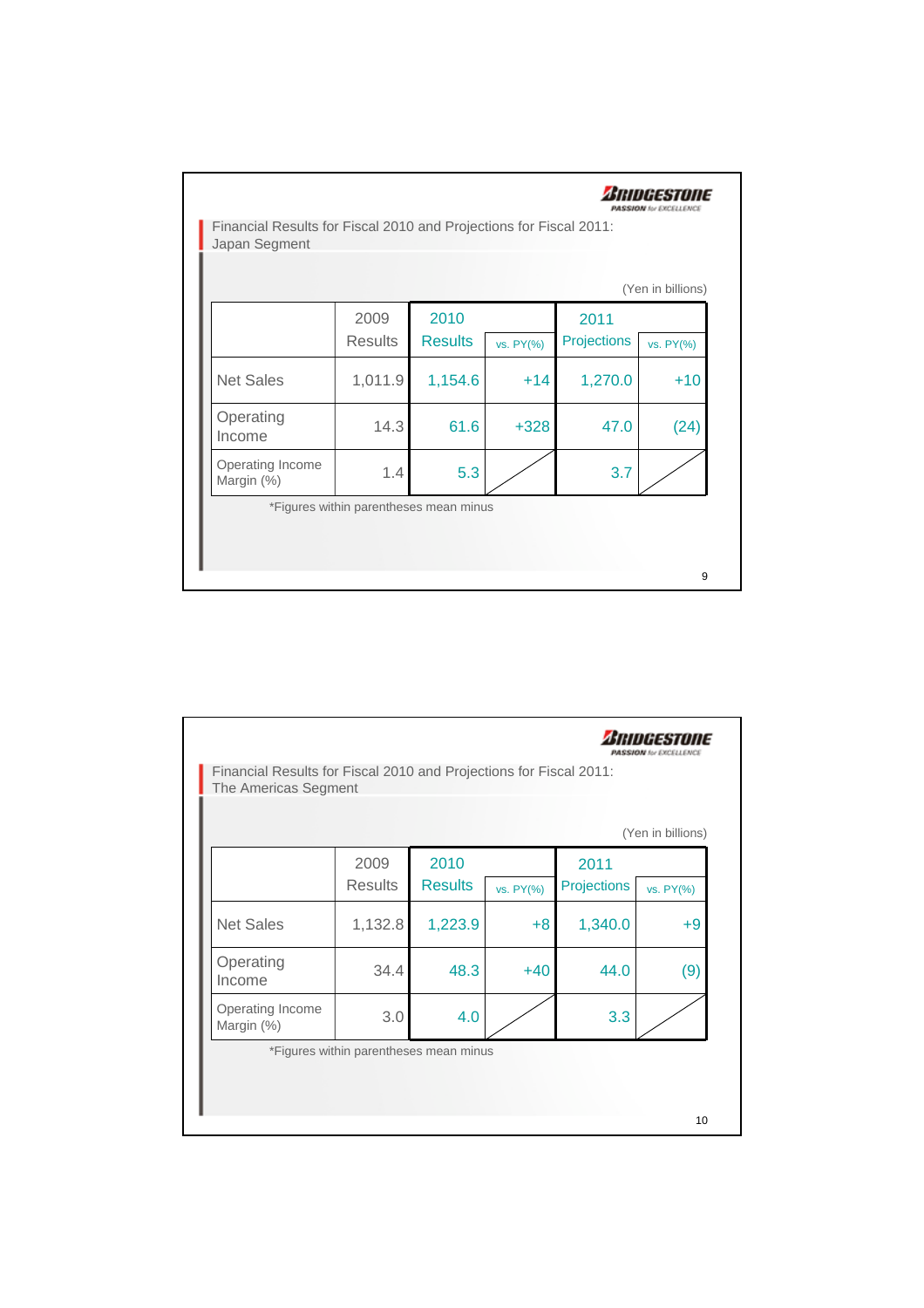## Financial Results for Fiscal 2010 and Projections for Fiscal 2011: Japan Segment

(Yen in billions)

| | 2009 Results | 2010 Results | vs. PY(%) | 2011 Projections | vs. PY(%) |
|---|---|---|---|---|---|
| Net Sales | 1,011.9 | 1,154.6 | +14 | 1,270.0 | +10 |
| Operating Income | 14.3 | 61.6 | +328 | 47.0 | (24) |
| Operating Income Margin (%) | 1.4 | 5.3 | | 3.7 | |

*Figures within parentheses mean minus

## Financial Results for Fiscal 2010 and Projections for Fiscal 2011: The Americas Segment

(Yen in billions)

| | 2009 Results | 2010 Results | vs. PY(%) | 2011 Projections | vs. PY(%) |
|---|---|---|---|---|---|
| Net Sales | 1,132.8 | 1,223.9 | +8 | 1,340.0 | +9 |
| Operating Income | 34.4 | 48.3 | +40 | 44.0 | (9) |
| Operating Income Margin (%) | 3.0 | 4.0 | | 3.3 | |

*Figures within parentheses mean minus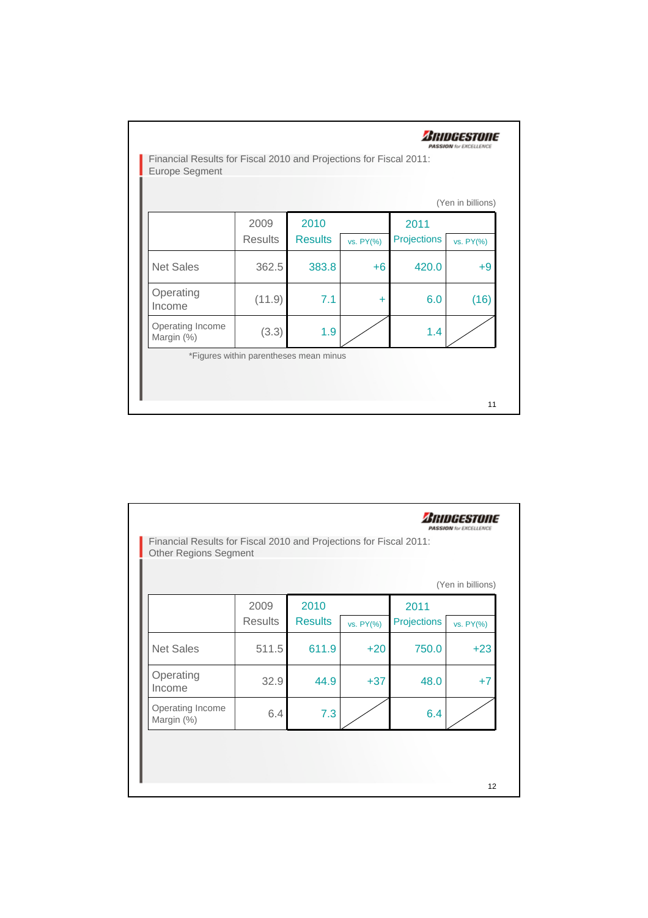## Financial Results for Fiscal 2010 and Projections for Fiscal 2011: Europe Segment

(Yen in billions)

| | 2009 Results | 2010 Results | vs. PY(%) | 2011 Projections | vs. PY(%) |
|---|---|---|---|---|---|
| Net Sales | 362.5 | 383.8 | +6 | 420.0 | +9 |
| Operating Income | (11.9) | 7.1 | + | 6.0 | (16) |
| Operating Income Margin (%) | (3.3) | 1.9 | | 1.4 | |

*Figures within parentheses mean minus

## Financial Results for Fiscal 2010 and Projections for Fiscal 2011: Other Regions Segment

(Yen in billions)

| | 2009 Results | 2010 Results | vs. PY(%) | 2011 Projections | vs. PY(%) |
|---|---|---|---|---|---|
| Net Sales | 511.5 | 611.9 | +20 | 750.0 | +23 |
| Operating Income | 32.9 | 44.9 | +37 | 48.0 | +7 |
| Operating Income Margin (%) | 6.4 | 7.3 | | 6.4 | |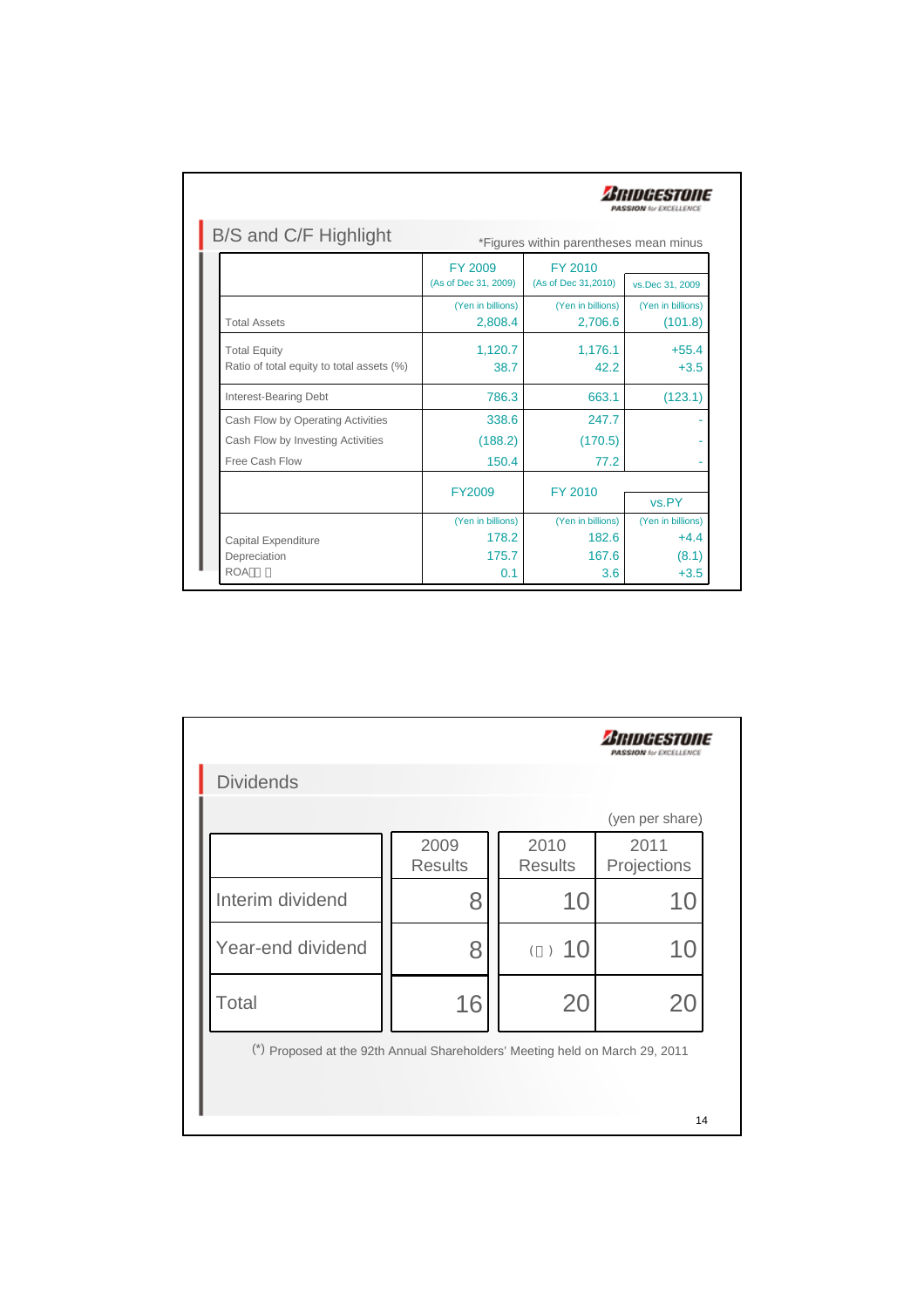BRIDGESTONE
PASSION for EXCELLENCE

## B/S and C/F Highlight

*Figures within parentheses mean minus

| | FY 2009 (As of Dec 31, 2009) | FY 2010 (As of Dec 31,2010) | vs.Dec 31, 2009 |
|---|---|---|---|
| | (Yen in billions) | (Yen in billions) | (Yen in billions) |
| Total Assets | 2,808.4 | 2,706.6 | (101.8) |
| Total Equity | 1,120.7 | 1,176.1 | +55.4 |
| Ratio of total equity to total assets (%) | 38.7 | 42.2 | +3.5 |
| Interest-Bearing Debt | 786.3 | 663.1 | (123.1) |
| Cash Flow by Operating Activities | 338.6 | 247.7 | - |
| Cash Flow by Investing Activities | (188.2) | (170.5) | - |
| Free Cash Flow | 150.4 | 77.2 | - |

| | FY2009 | FY 2010 | vs.PY |
|---|---|---|---|
| | (Yen in billions) | (Yen in billions) | (Yen in billions) |
| Capital Expenditure | 178.2 | 182.6 | +4.4 |
| Depreciation | 175.7 | 167.6 | (8.1) |
| ROA | 0.1 | 3.6 | +3.5 |

BRIDGESTONE
PASSION for EXCELLENCE

## Dividends

(yen per share)

| | 2009 Results | 2010 Results | 2011 Projections |
|---|---|---|---|
| Interim dividend | 8 | 10 | 10 |
| Year-end dividend | 8 | (*) 10 | 10 |
| Total | 16 | 20 | 20 |

(*) Proposed at the 92th Annual Shareholders' Meeting held on March 29, 2011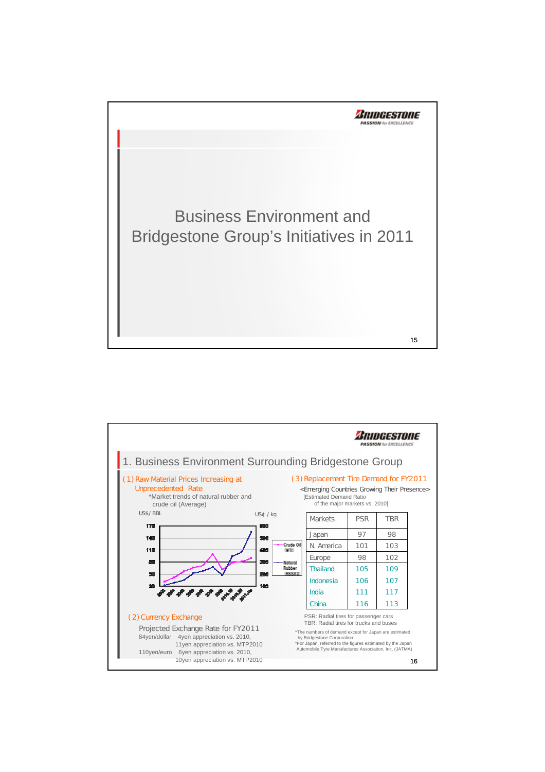# Business Environment and Bridgestone Group's Initiatives in 2011

---

## 1. Business Environment Surrounding Bridgestone Group

### (1) Raw Material Prices Increasing at Unprecedented Rate

*Market trends of natural rubber and crude oil (Average)

US$/ BBL — US¢ / kg

Crude Oil (WTI)

Natural Rubber (RSS#3)

### (2) Currency Exchange

Projected Exchange Rate for FY2011

84yen/dollar 4yen appreciation vs. 2010, 11yen appreciation vs. MTP2010

110yen/euro 6yen appreciation vs. 2010, 10yen appreciation vs. MTP2010

### (3) Replacement Tire Demand for FY2011

<Emerging Countries Growing Their Presence>

[Estimated Demand Ratio of the major markets vs. 2010]

| Markets | PSR | TBR |
|---|---|---|
| Japan | 97 | 98 |
| N. America | 101 | 103 |
| Europe | 98 | 102 |
| Thailand | 105 | 109 |
| Indonesia | 106 | 107 |
| India | 111 | 117 |
| China | 116 | 113 |

PSR: Radial tires for passenger cars

TBR: Radial tires for trucks and buses

*The numbers of demand except for Japan are estimated by Bridgestone Corporation

*For Japan, referred to the figures estimated by the Japan Automobile Tyre Manufactures Association, Inc, (JATMA)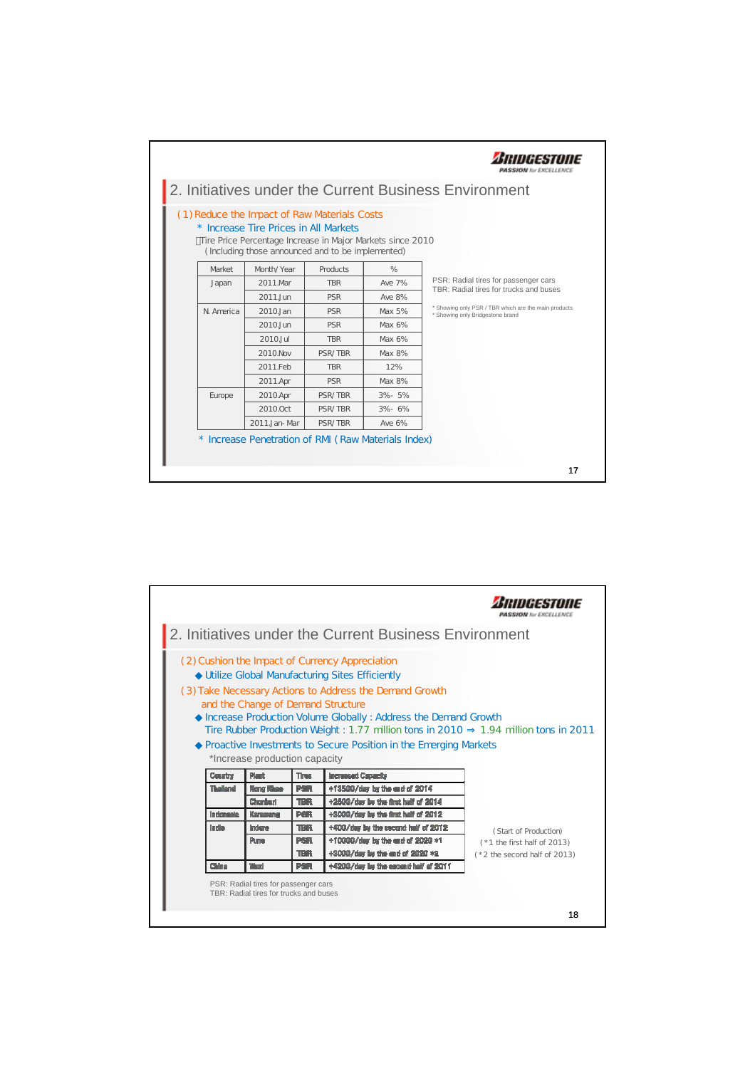## 2. Initiatives under the Current Business Environment

### (1) Reduce the Impact of Raw Materials Costs

\* Increase Tire Prices in All Markets

Tire Price Percentage Increase in Major Markets since 2010
(Including those announced and to be implemented)

| Market | Month/Year | Products | % |
|---|---|---|---|
| Japan | 2011.Mar | TBR | Ave 7% |
| | 2011.Jun | PSR | Ave 8% |
| N. America | 2010.Jan | PSR | Max 5% |
| | 2010.Jun | PSR | Max 6% |
| | 2010.Jul | TBR | Max 6% |
| | 2010.Nov | PSR/TBR | Max 8% |
| | 2011.Feb | TBR | 12% |
| | 2011.Apr | PSR | Max 8% |
| Europe | 2010.Apr | PSR/TBR | 3%-5% |
| | 2010.Oct | PSR/TBR | 3%-6% |
| | 2011.Jan-Mar | PSR/TBR | Ave 6% |

PSR: Radial tires for passenger cars
TBR: Radial tires for trucks and buses

\* Showing only PSR / TBR which are the main products
\* Showing only Bridgestone brand

\* Increase Penetration of RMI (Raw Materials Index)

## 2. Initiatives under the Current Business Environment

### (2) Cushion the Impact of Currency Appreciation

◆ Utilize Global Manufacturing Sites Efficiently

### (3) Take Necessary Actions to Address the Demand Growth and the Change of Demand Structure

◆ Increase Production Volume Globally : Address the Demand Growth
Tire Rubber Production Weight : 1.77 million tons in 2010 ⇒ 1.94 million tons in 2011

◆ Proactive Investments to Secure Position in the Emerging Markets

\*Increase production capacity

| Country | Plant | Tires | Increased Capacity |
|---|---|---|---|
| Thailand | Nong Khae | PSR | +13500/day by the end of 2014 |
| | Chonburi | TBR | +2500/day by the first half of 2014 |
| Indonesia | Karawang | PSR | +3000/day by the first half of 2012 |
| India | Indore | TBR | +400/day by the second half of 2012 |
| | Pune | PSR | +10000/day by the end of 2020 \*1 |
| | | TBR | +3000/day by the end of 2020 \*2 |
| China | Wuxi | PSR | +4200/day by the second half of 2011 |

(Start of Production)
(\*1 the first half of 2013)
(\*2 the second half of 2013)

PSR: Radial tires for passenger cars
TBR: Radial tires for trucks and buses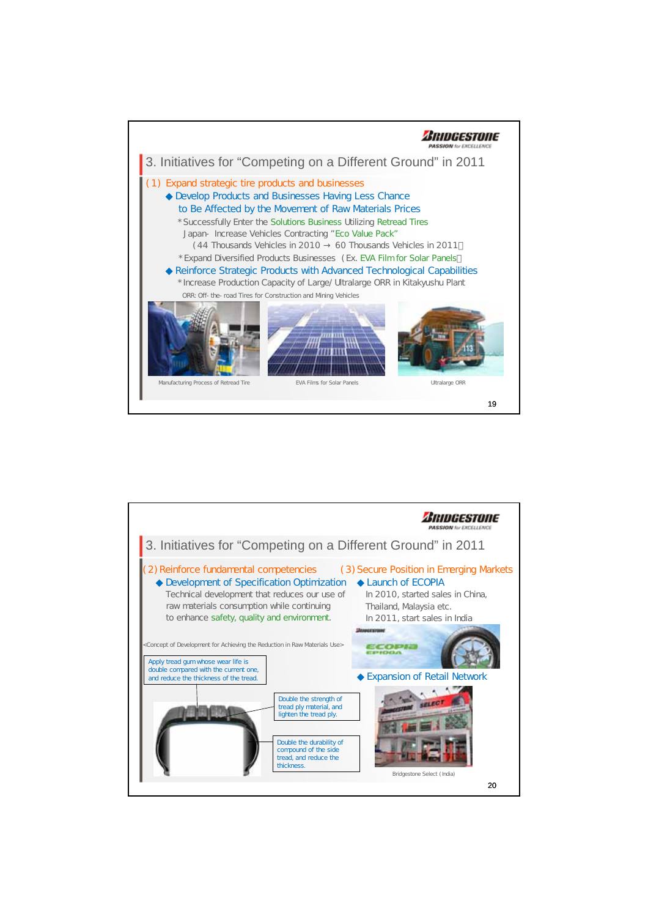## 3. Initiatives for "Competing on a Different Ground" in 2011

### (1) Expand strategic tire products and businesses

◆ Develop Products and Businesses Having Less Chance to Be Affected by the Movement of Raw Materials Prices

*Successfully Enter the Solutions Business Utilizing Retread Tires

Japan- Increase Vehicles Contracting "Eco Value Pack"

(44 Thousands Vehicles in 2010 → 60 Thousands Vehicles in 2011)

*Expand Diversified Products Businesses (Ex. EVA Film for Solar Panels)

◆ Reinforce Strategic Products with Advanced Technological Capabilities

*Increase Production Capacity of Large/ Ultralarge ORR in Kitakyushu Plant

ORR: Off- the- road Tires for Construction and Mining Vehicles

Manufacturing Process of Retread Tire

EVA Films for Solar Panels

Ultralarge ORR

## 3. Initiatives for "Competing on a Different Ground" in 2011

### (2) Reinforce fundamental competencies

◆ Development of Specification Optimization

Technical development that reduces our use of raw materials consumption while continuing to enhance safety, quality and environment.

<Concept of Development for Achieving the Reduction in Raw Materials Use>

- Apply tread gum whose wear life is double compared with the current one, and reduce the thickness of the tread.
- Double the strength of tread ply material, and lighten the tread ply.
- Double the durability of compound of the side tread, and reduce the thickness.

### (3) Secure Position in Emerging Markets

◆ Launch of ECOPIA

In 2010, started sales in China, Thailand, Malaysia etc.

In 2011, start sales in India

◆ Expansion of Retail Network

Bridgestone Select (India)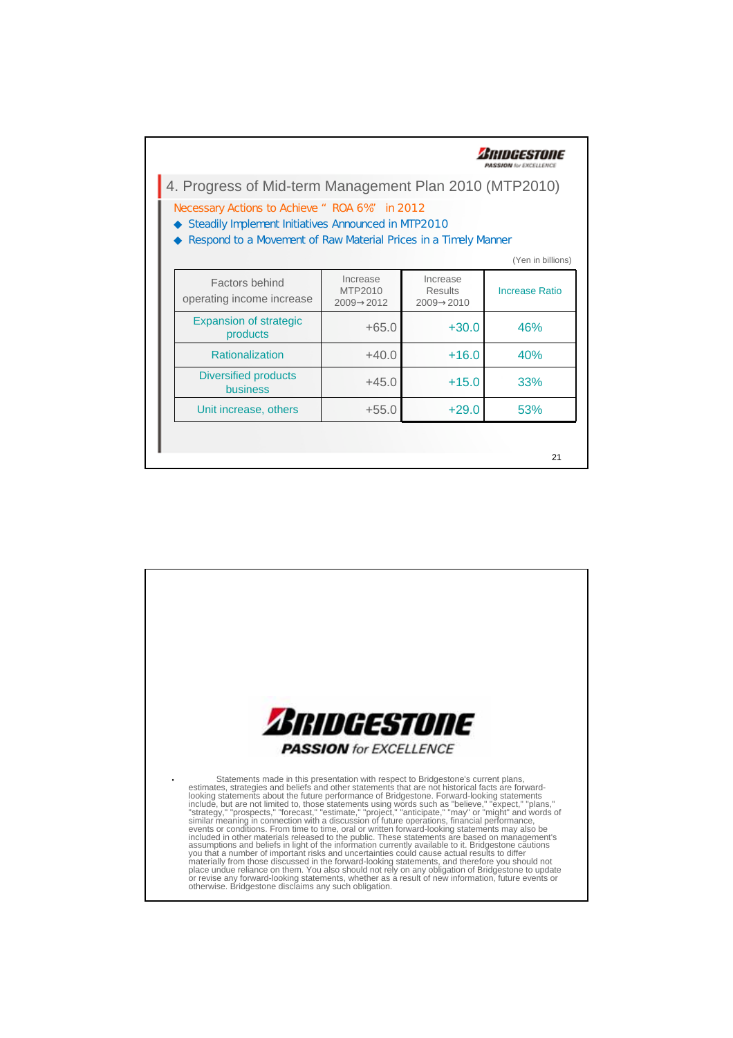## 4. Progress of Mid-term Management Plan 2010 (MTP2010)

Necessary Actions to Achieve " ROA 6%" in 2012

- Steadily Implement Initiatives Announced in MTP2010
- Respond to a Movement of Raw Material Prices in a Timely Manner

(Yen in billions)

| Factors behind operating income increase | Increase MTP2010 2009→2012 | Increase Results 2009→2010 | Increase Ratio |
|---|---|---|---|
| Expansion of strategic products | +65.0 | +30.0 | 46% |
| Rationalization | +40.0 | +16.0 | 40% |
| Diversified products business | +45.0 | +15.0 | 33% |
| Unit increase, others | +55.0 | +29.0 | 53% |

BRIDGESTONE
PASSION for EXCELLENCE

Statements made in this presentation with respect to Bridgestone's current plans, estimates, strategies and beliefs and other statements that are not historical facts are forward-looking statements about the future performance of Bridgestone. Forward-looking statements include, but are not limited to, those statements using words such as "believe," "expect," "plans," "strategy," "prospects," "forecast," "estimate," "project," "anticipate," "may" or "might" and words of similar meaning in connection with a discussion of future operations, financial performance, events or conditions. From time to time, oral or written forward-looking statements may also be included in other materials released to the public. These statements are based on management's assumptions and beliefs in light of the information currently available to it. Bridgestone cautions you that a number of important risks and uncertainties could cause actual results to differ materially from those discussed in the forward-looking statements, and therefore you should not place undue reliance on them. You also should not rely on any obligation of Bridgestone to update or revise any forward-looking statements, whether as a result of new information, future events or otherwise. Bridgestone disclaims any such obligation.